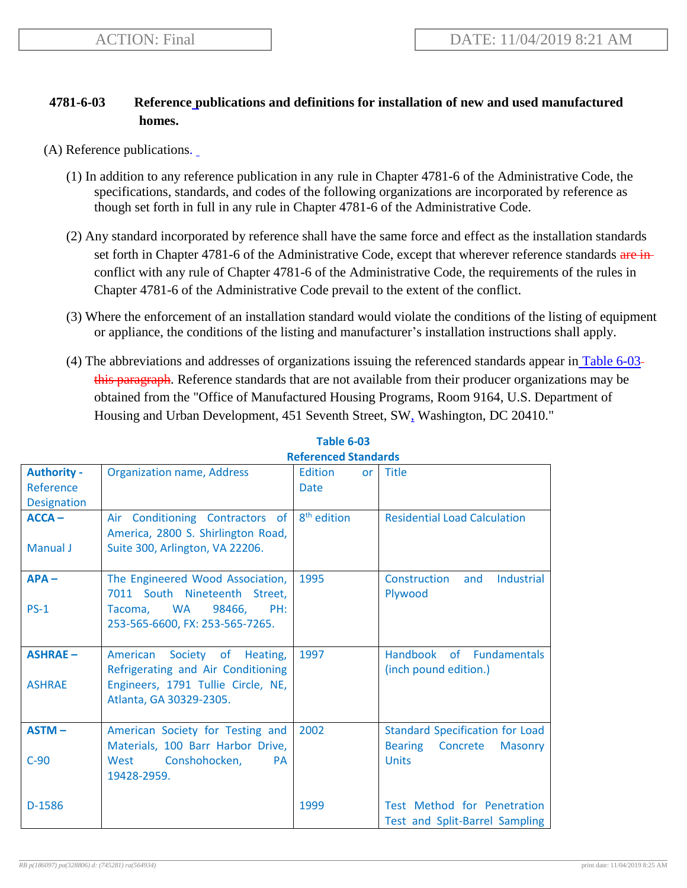ACTION: Final

DATE: 11/04/2019 8:21 AM

# 4781-6-03 Reference publications and definitions for installation of new and used manufactured homes.

(A) Reference publications.

(1) In addition to any reference publication in any rule in Chapter 4781-6 of the Administrative Code, the specifications, standards, and codes of the following organizations are incorporated by reference as though set forth in full in any rule in Chapter 4781-6 of the Administrative Code.

(2) Any standard incorporated by reference shall have the same force and effect as the installation standards set forth in Chapter 4781-6 of the Administrative Code, except that wherever reference standards are in conflict with any rule of Chapter 4781-6 of the Administrative Code, the requirements of the rules in Chapter 4781-6 of the Administrative Code prevail to the extent of the conflict.

(3) Where the enforcement of an installation standard would violate the conditions of the listing of equipment or appliance, the conditions of the listing and manufacturer's installation instructions shall apply.

(4) The abbreviations and addresses of organizations issuing the referenced standards appear in Table 6-03 this paragraph. Reference standards that are not available from their producer organizations may be obtained from the "Office of Manufactured Housing Programs, Room 9164, U.S. Department of Housing and Urban Development, 451 Seventh Street, SW, Washington, DC 20410."

**Table 6-03**
**Referenced Standards**

| **Authority - Reference Designation** | Organization name, Address | Edition or Date | Title |
|---|---|---|---|
| **ACCA –** Manual J | Air Conditioning Contractors of America, 2800 S. Shirlington Road, Suite 300, Arlington, VA 22206. | 8th edition | Residential Load Calculation |
| **APA –** PS-1 | The Engineered Wood Association, 7011 South Nineteenth Street, Tacoma, WA 98466, PH: 253-565-6600, FX: 253-565-7265. | 1995 | Construction and Industrial Plywood |
| **ASHRAE –** ASHRAE | American Society of Heating, Refrigerating and Air Conditioning Engineers, 1791 Tullie Circle, NE, Atlanta, GA 30329-2305. | 1997 | Handbook of Fundamentals (inch pound edition.) |
| **ASTM –** C-90 | American Society for Testing and Materials, 100 Barr Harbor Drive, West Conshohocken, PA 19428-2959. | 2002 | Standard Specification for Load Bearing Concrete Masonry Units |
| D-1586 | | 1999 | Test Method for Penetration Test and Split-Barrel Sampling |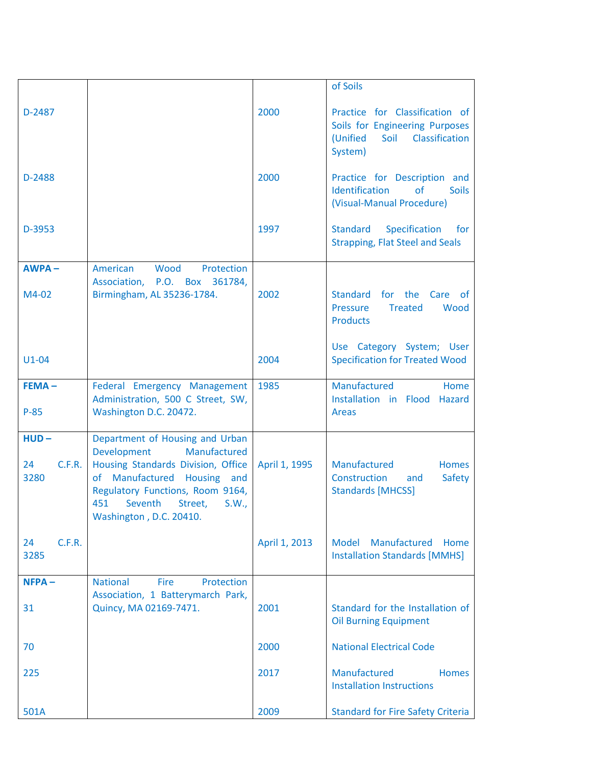| | | | |
|---|---|---|---|
| | | | of Soils |
| D-2487 | | 2000 | Practice for Classification of Soils for Engineering Purposes (Unified Soil Classification System) |
| D-2488 | | 2000 | Practice for Description and Identification of Soils (Visual-Manual Procedure) |
| D-3953 | | 1997 | Standard Specification for Strapping, Flat Steel and Seals |
| **AWPA –** | American Wood Protection Association, P.O. Box 361784, Birmingham, AL 35236-1784. | | |
| M4-02 | | 2002 | Standard for the Care of Pressure Treated Wood Products |
| U1-04 | | 2004 | Use Category System; User Specification for Treated Wood |
| **FEMA –** P-85 | Federal Emergency Management Administration, 500 C Street, SW, Washington D.C. 20472. | 1985 | Manufactured Home Installation in Flood Hazard Areas |
| **HUD –** | Department of Housing and Urban Development Manufactured Housing Standards Division, Office of Manufactured Housing and Regulatory Functions, Room 9164, 451 Seventh Street, S.W., Washington , D.C. 20410. | | |
| 24 C.F.R. 3280 | | April 1, 1995 | Manufactured Homes Construction and Safety Standards [MHCSS] |
| 24 C.F.R. 3285 | | April 1, 2013 | Model Manufactured Home Installation Standards [MMHS] |
| **NFPA –** | National Fire Protection Association, 1 Batterymarch Park, Quincy, MA 02169-7471. | | |
| 31 | | 2001 | Standard for the Installation of Oil Burning Equipment |
| 70 | | 2000 | National Electrical Code |
| 225 | | 2017 | Manufactured Homes Installation Instructions |
| 501A | | 2009 | Standard for Fire Safety Criteria |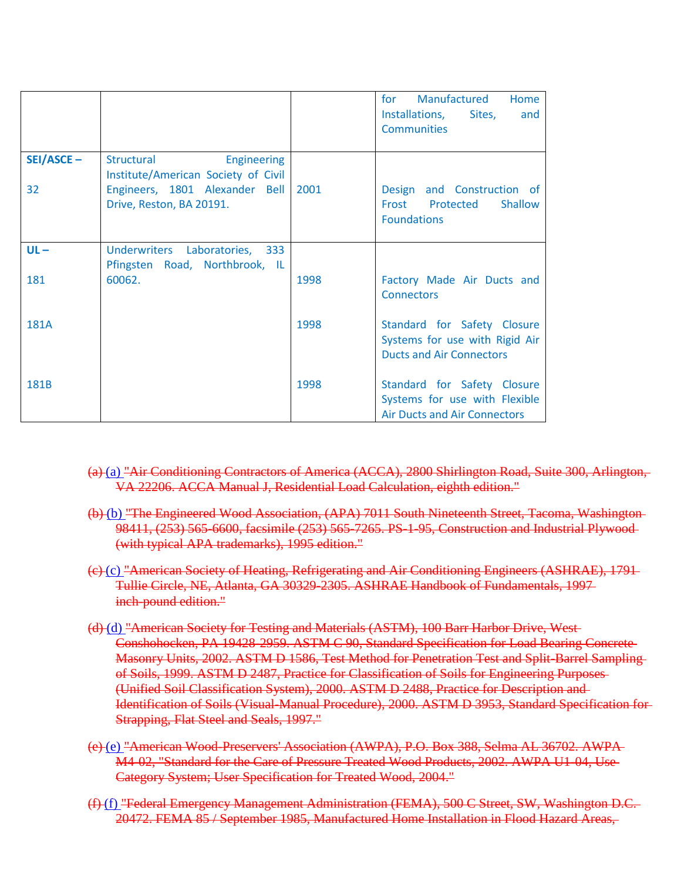| | | | |
|---|---|---|---|
| | | | for Manufactured Home Installations, Sites, and Communities |
| **SEI/ASCE –** 32 | Structural Engineering Institute/American Society of Civil Engineers, 1801 Alexander Bell Drive, Reston, BA 20191. | 2001 | Design and Construction of Frost Protected Shallow Foundations |
| **UL –** 181 | Underwriters Laboratories, 333 Pfingsten Road, Northbrook, IL 60062. | 1998 | Factory Made Air Ducts and Connectors |
| 181A | | 1998 | Standard for Safety Closure Systems for use with Rigid Air Ducts and Air Connectors |
| 181B | | 1998 | Standard for Safety Closure Systems for use with Flexible Air Ducts and Air Connectors |

~~(a)~~ (a) ~~"Air Conditioning Contractors of America (ACCA), 2800 Shirlington Road, Suite 300, Arlington, VA 22206. ACCA Manual J, Residential Load Calculation, eighth edition."~~

~~(b)~~ (b) ~~"The Engineered Wood Association, (APA) 7011 South Nineteenth Street, Tacoma, Washington 98411, (253) 565-6600, facsimile (253) 565-7265. PS-1-95, Construction and Industrial Plywood (with typical APA trademarks), 1995 edition."~~

~~(c)~~ (c) ~~"American Society of Heating, Refrigerating and Air Conditioning Engineers (ASHRAE), 1791 Tullie Circle, NE, Atlanta, GA 30329-2305. ASHRAE Handbook of Fundamentals, 1997 inch-pound edition."~~

~~(d)~~ (d) ~~"American Society for Testing and Materials (ASTM), 100 Barr Harbor Drive, West Conshohocken, PA 19428-2959. ASTM C 90, Standard Specification for Load Bearing Concrete Masonry Units, 2002. ASTM D 1586, Test Method for Penetration Test and Split-Barrel Sampling of Soils, 1999. ASTM D 2487, Practice for Classification of Soils for Engineering Purposes (Unified Soil Classification System), 2000. ASTM D 2488, Practice for Description and Identification of Soils (Visual-Manual Procedure), 2000. ASTM D 3953, Standard Specification for Strapping, Flat Steel and Seals, 1997."~~

~~(e)~~ (e) ~~"American Wood-Preservers' Association (AWPA), P.O. Box 388, Selma AL 36702. AWPA M4-02, "Standard for the Care of Pressure Treated Wood Products, 2002. AWPA U1-04, Use Category System; User Specification for Treated Wood, 2004."~~

~~(f)~~ (f) ~~"Federal Emergency Management Administration (FEMA), 500 C Street, SW, Washington D.C. 20472. FEMA 85 / September 1985, Manufactured Home Installation in Flood Hazard Areas,~~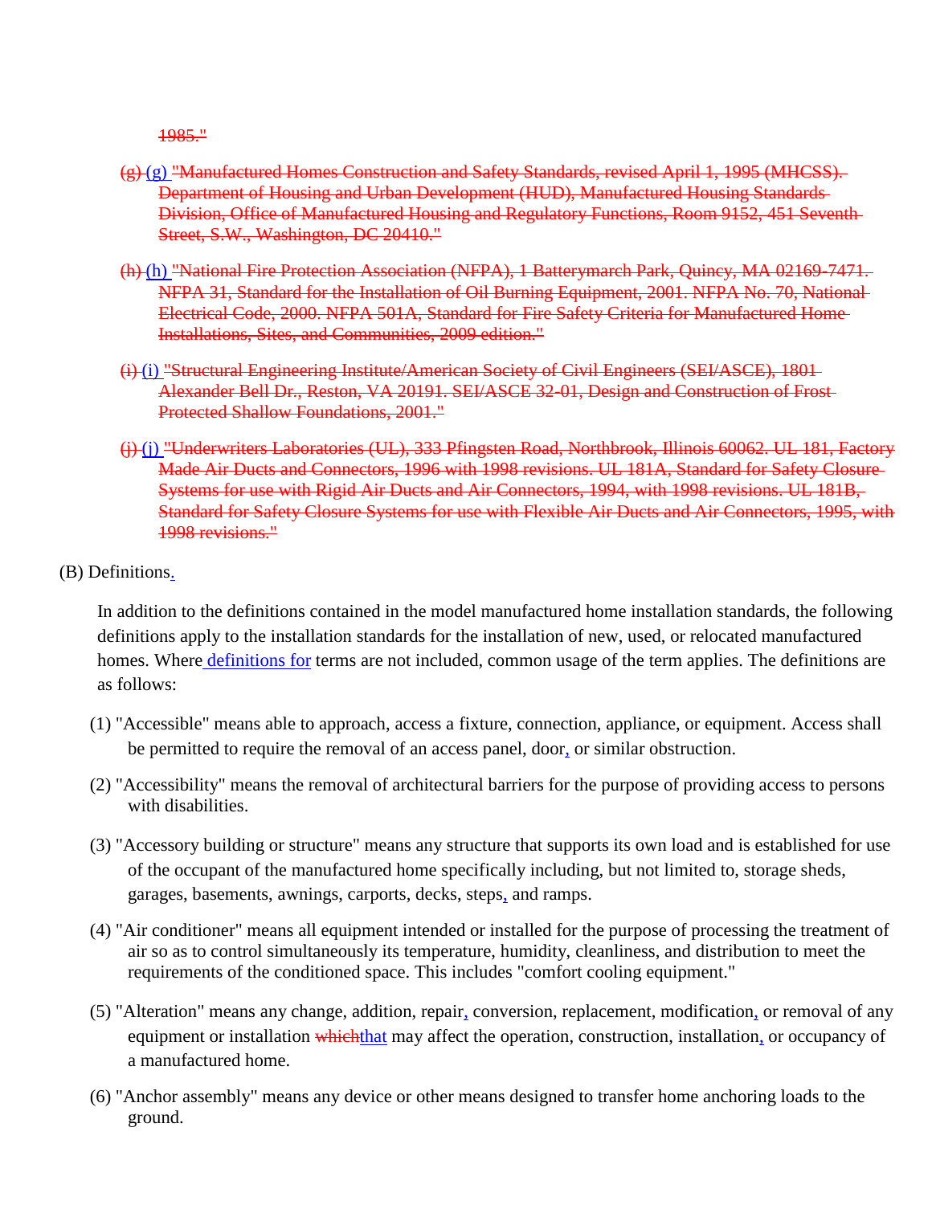~~1985."~~

~~(g)~~ (g) ~~"Manufactured Homes Construction and Safety Standards, revised April 1, 1995 (MHCSS). Department of Housing and Urban Development (HUD), Manufactured Housing Standards Division, Office of Manufactured Housing and Regulatory Functions, Room 9152, 451 Seventh Street, S.W., Washington, DC 20410."~~

~~(h)~~ (h) ~~"National Fire Protection Association (NFPA), 1 Batterymarch Park, Quincy, MA 02169-7471. NFPA 31, Standard for the Installation of Oil Burning Equipment, 2001. NFPA No. 70, National Electrical Code, 2000. NFPA 501A, Standard for Fire Safety Criteria for Manufactured Home Installations, Sites, and Communities, 2009 edition."~~

~~(i)~~ (i) ~~"Structural Engineering Institute/American Society of Civil Engineers (SEI/ASCE), 1801 Alexander Bell Dr., Reston, VA 20191. SEI/ASCE 32-01, Design and Construction of Frost Protected Shallow Foundations, 2001."~~

~~(j)~~ (j) ~~"Underwriters Laboratories (UL), 333 Pfingsten Road, Northbrook, Illinois 60062. UL 181, Factory Made Air Ducts and Connectors, 1996 with 1998 revisions. UL 181A, Standard for Safety Closure Systems for use with Rigid Air Ducts and Air Connectors, 1994, with 1998 revisions. UL 181B, Standard for Safety Closure Systems for use with Flexible Air Ducts and Air Connectors, 1995, with 1998 revisions."~~

(B) Definitions.

In addition to the definitions contained in the model manufactured home installation standards, the following definitions apply to the installation standards for the installation of new, used, or relocated manufactured homes. Where definitions for terms are not included, common usage of the term applies. The definitions are as follows:

(1) "Accessible" means able to approach, access a fixture, connection, appliance, or equipment. Access shall be permitted to require the removal of an access panel, door, or similar obstruction.

(2) "Accessibility" means the removal of architectural barriers for the purpose of providing access to persons with disabilities.

(3) "Accessory building or structure" means any structure that supports its own load and is established for use of the occupant of the manufactured home specifically including, but not limited to, storage sheds, garages, basements, awnings, carports, decks, steps, and ramps.

(4) "Air conditioner" means all equipment intended or installed for the purpose of processing the treatment of air so as to control simultaneously its temperature, humidity, cleanliness, and distribution to meet the requirements of the conditioned space. This includes "comfort cooling equipment."

(5) "Alteration" means any change, addition, repair, conversion, replacement, modification, or removal of any equipment or installation ~~which~~that may affect the operation, construction, installation, or occupancy of a manufactured home.

(6) "Anchor assembly" means any device or other means designed to transfer home anchoring loads to the ground.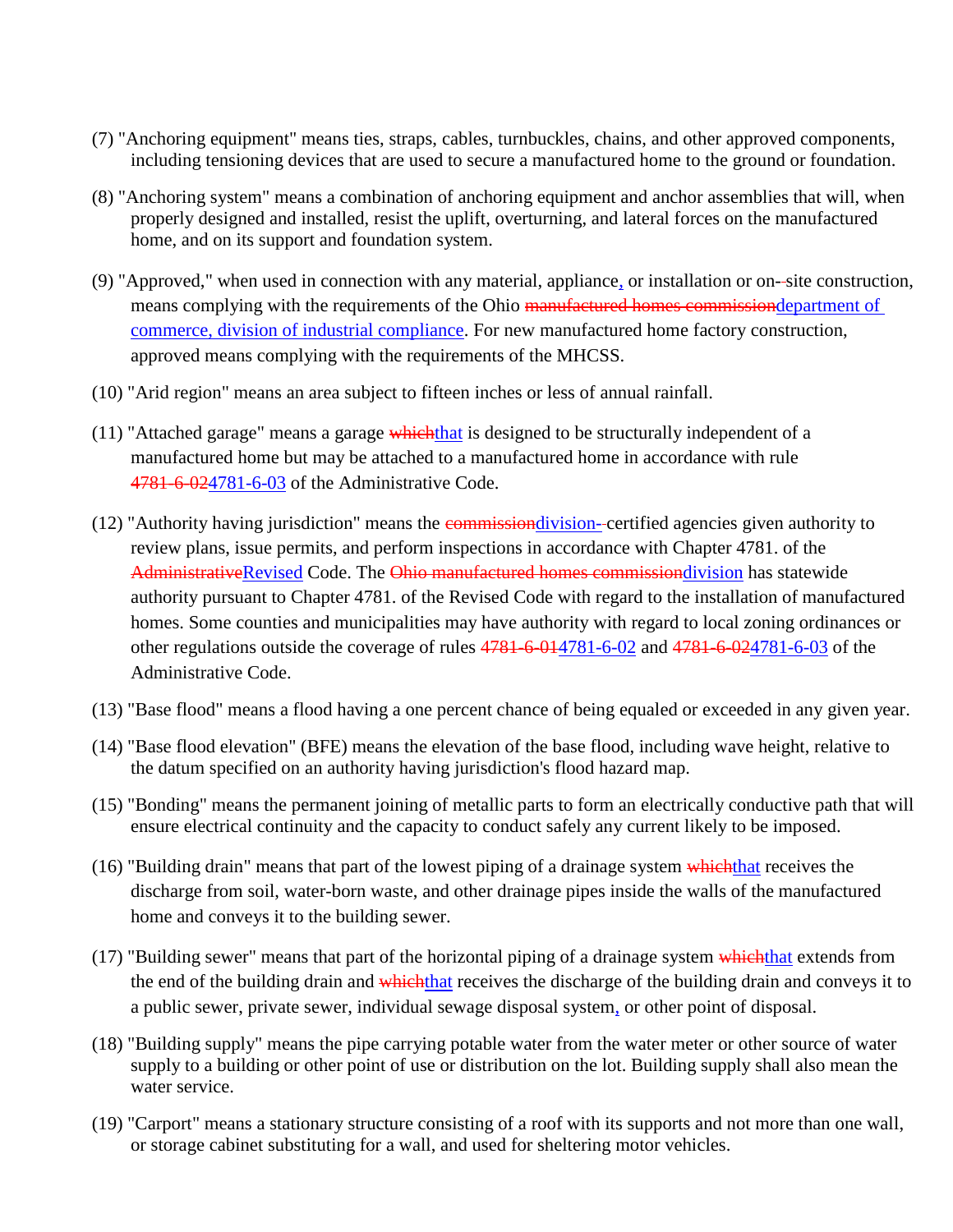(7) "Anchoring equipment" means ties, straps, cables, turnbuckles, chains, and other approved components, including tensioning devices that are used to secure a manufactured home to the ground or foundation.

(8) "Anchoring system" means a combination of anchoring equipment and anchor assemblies that will, when properly designed and installed, resist the uplift, overturning, and lateral forces on the manufactured home, and on its support and foundation system.

(9) "Approved," when used in connection with any material, appliance<u>,</u> or installation or on-site construction, means complying with the requirements of the Ohio ~~manufactured homes commission~~<u>department of commerce, division of industrial compliance</u>. For new manufactured home factory construction, approved means complying with the requirements of the MHCSS.

(10) "Arid region" means an area subject to fifteen inches or less of annual rainfall.

(11) "Attached garage" means a garage ~~which~~<u>that</u> is designed to be structurally independent of a manufactured home but may be attached to a manufactured home in accordance with rule ~~4781-6-02~~<u>4781-6-03</u> of the Administrative Code.

(12) "Authority having jurisdiction" means the ~~commission~~<u>division-</u>certified agencies given authority to review plans, issue permits, and perform inspections in accordance with Chapter 4781. of the ~~Administrative~~<u>Revised</u> Code. The ~~Ohio manufactured homes commission~~<u>division</u> has statewide authority pursuant to Chapter 4781. of the Revised Code with regard to the installation of manufactured homes. Some counties and municipalities may have authority with regard to local zoning ordinances or other regulations outside the coverage of rules ~~4781-6-01~~<u>4781-6-02</u> and ~~4781-6-02~~<u>4781-6-03</u> of the Administrative Code.

(13) "Base flood" means a flood having a one percent chance of being equaled or exceeded in any given year.

(14) "Base flood elevation" (BFE) means the elevation of the base flood, including wave height, relative to the datum specified on an authority having jurisdiction's flood hazard map.

(15) "Bonding" means the permanent joining of metallic parts to form an electrically conductive path that will ensure electrical continuity and the capacity to conduct safely any current likely to be imposed.

(16) "Building drain" means that part of the lowest piping of a drainage system ~~which~~<u>that</u> receives the discharge from soil, water-born waste, and other drainage pipes inside the walls of the manufactured home and conveys it to the building sewer.

(17) "Building sewer" means that part of the horizontal piping of a drainage system ~~which~~<u>that</u> extends from the end of the building drain and ~~which~~<u>that</u> receives the discharge of the building drain and conveys it to a public sewer, private sewer, individual sewage disposal system<u>,</u> or other point of disposal.

(18) "Building supply" means the pipe carrying potable water from the water meter or other source of water supply to a building or other point of use or distribution on the lot. Building supply shall also mean the water service.

(19) "Carport" means a stationary structure consisting of a roof with its supports and not more than one wall, or storage cabinet substituting for a wall, and used for sheltering motor vehicles.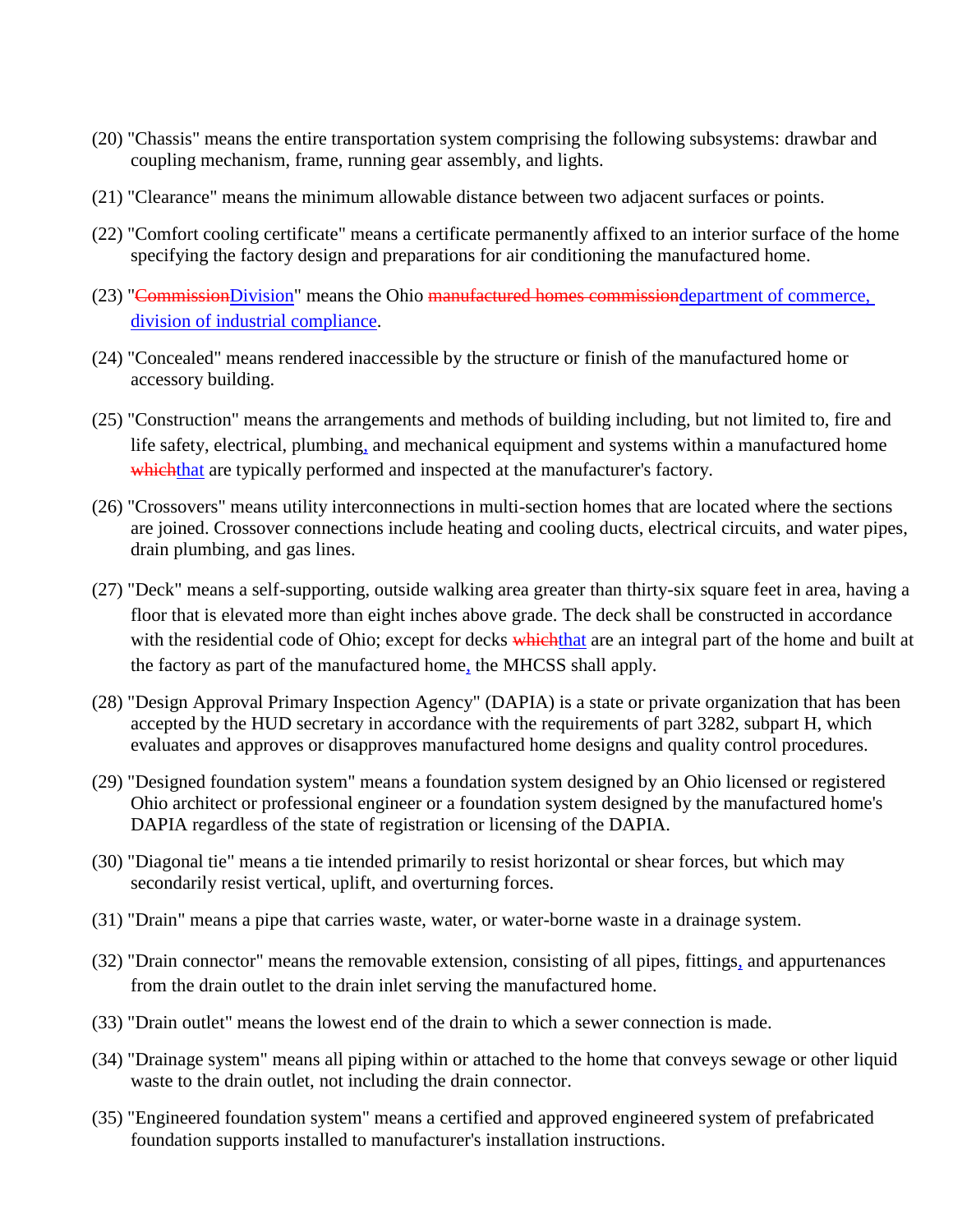(20) "Chassis" means the entire transportation system comprising the following subsystems: drawbar and coupling mechanism, frame, running gear assembly, and lights.

(21) "Clearance" means the minimum allowable distance between two adjacent surfaces or points.

(22) "Comfort cooling certificate" means a certificate permanently affixed to an interior surface of the home specifying the factory design and preparations for air conditioning the manufactured home.

(23) "~~Commission~~Division" means the Ohio ~~manufactured homes commission~~department of commerce, division of industrial compliance.

(24) "Concealed" means rendered inaccessible by the structure or finish of the manufactured home or accessory building.

(25) "Construction" means the arrangements and methods of building including, but not limited to, fire and life safety, electrical, plumbing, and mechanical equipment and systems within a manufactured home ~~which~~that are typically performed and inspected at the manufacturer's factory.

(26) "Crossovers" means utility interconnections in multi-section homes that are located where the sections are joined. Crossover connections include heating and cooling ducts, electrical circuits, and water pipes, drain plumbing, and gas lines.

(27) "Deck" means a self-supporting, outside walking area greater than thirty-six square feet in area, having a floor that is elevated more than eight inches above grade. The deck shall be constructed in accordance with the residential code of Ohio; except for decks ~~which~~that are an integral part of the home and built at the factory as part of the manufactured home, the MHCSS shall apply.

(28) "Design Approval Primary Inspection Agency" (DAPIA) is a state or private organization that has been accepted by the HUD secretary in accordance with the requirements of part 3282, subpart H, which evaluates and approves or disapproves manufactured home designs and quality control procedures.

(29) "Designed foundation system" means a foundation system designed by an Ohio licensed or registered Ohio architect or professional engineer or a foundation system designed by the manufactured home's DAPIA regardless of the state of registration or licensing of the DAPIA.

(30) "Diagonal tie" means a tie intended primarily to resist horizontal or shear forces, but which may secondarily resist vertical, uplift, and overturning forces.

(31) "Drain" means a pipe that carries waste, water, or water-borne waste in a drainage system.

(32) "Drain connector" means the removable extension, consisting of all pipes, fittings, and appurtenances from the drain outlet to the drain inlet serving the manufactured home.

(33) "Drain outlet" means the lowest end of the drain to which a sewer connection is made.

(34) "Drainage system" means all piping within or attached to the home that conveys sewage or other liquid waste to the drain outlet, not including the drain connector.

(35) "Engineered foundation system" means a certified and approved engineered system of prefabricated foundation supports installed to manufacturer's installation instructions.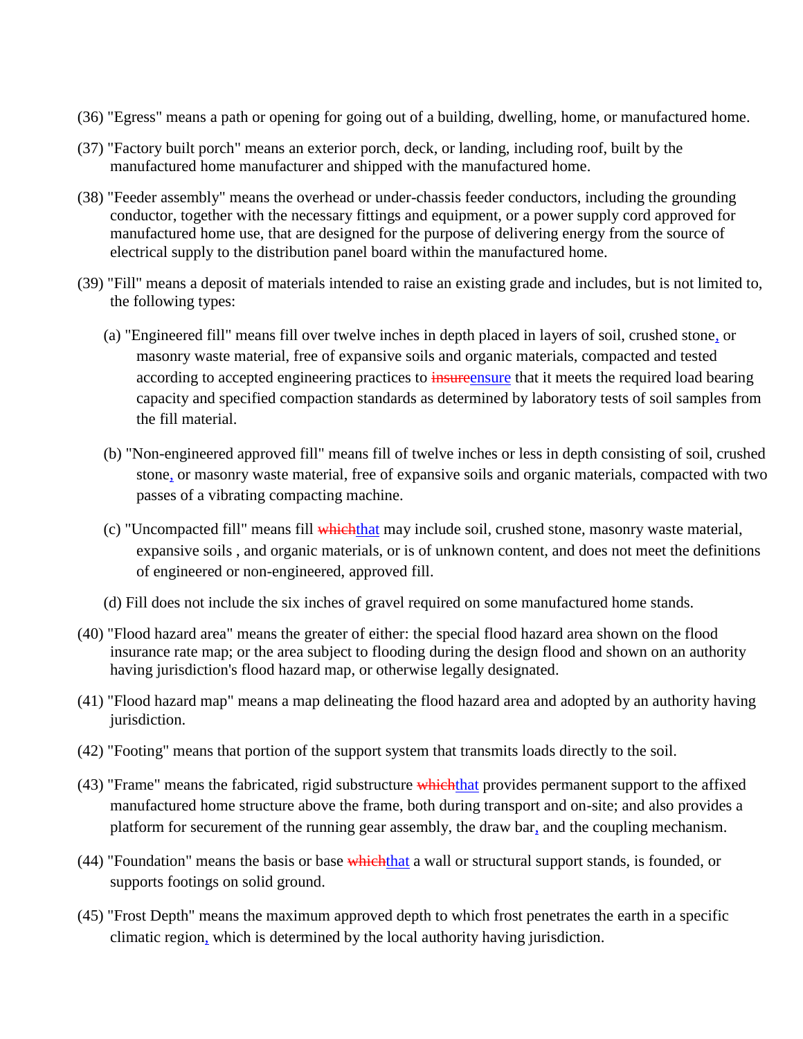(36) "Egress" means a path or opening for going out of a building, dwelling, home, or manufactured home.

(37) "Factory built porch" means an exterior porch, deck, or landing, including roof, built by the manufactured home manufacturer and shipped with the manufactured home.

(38) "Feeder assembly" means the overhead or under-chassis feeder conductors, including the grounding conductor, together with the necessary fittings and equipment, or a power supply cord approved for manufactured home use, that are designed for the purpose of delivering energy from the source of electrical supply to the distribution panel board within the manufactured home.

(39) "Fill" means a deposit of materials intended to raise an existing grade and includes, but is not limited to, the following types:

(a) "Engineered fill" means fill over twelve inches in depth placed in layers of soil, crushed stone, or masonry waste material, free of expansive soils and organic materials, compacted and tested according to accepted engineering practices to ~~insure~~ensure that it meets the required load bearing capacity and specified compaction standards as determined by laboratory tests of soil samples from the fill material.

(b) "Non-engineered approved fill" means fill of twelve inches or less in depth consisting of soil, crushed stone, or masonry waste material, free of expansive soils and organic materials, compacted with two passes of a vibrating compacting machine.

(c) "Uncompacted fill" means fill ~~which~~that may include soil, crushed stone, masonry waste material, expansive soils , and organic materials, or is of unknown content, and does not meet the definitions of engineered or non-engineered, approved fill.

(d) Fill does not include the six inches of gravel required on some manufactured home stands.

(40) "Flood hazard area" means the greater of either: the special flood hazard area shown on the flood insurance rate map; or the area subject to flooding during the design flood and shown on an authority having jurisdiction's flood hazard map, or otherwise legally designated.

(41) "Flood hazard map" means a map delineating the flood hazard area and adopted by an authority having jurisdiction.

(42) "Footing" means that portion of the support system that transmits loads directly to the soil.

(43) "Frame" means the fabricated, rigid substructure ~~which~~that provides permanent support to the affixed manufactured home structure above the frame, both during transport and on-site; and also provides a platform for securement of the running gear assembly, the draw bar, and the coupling mechanism.

(44) "Foundation" means the basis or base ~~which~~that a wall or structural support stands, is founded, or supports footings on solid ground.

(45) "Frost Depth" means the maximum approved depth to which frost penetrates the earth in a specific climatic region, which is determined by the local authority having jurisdiction.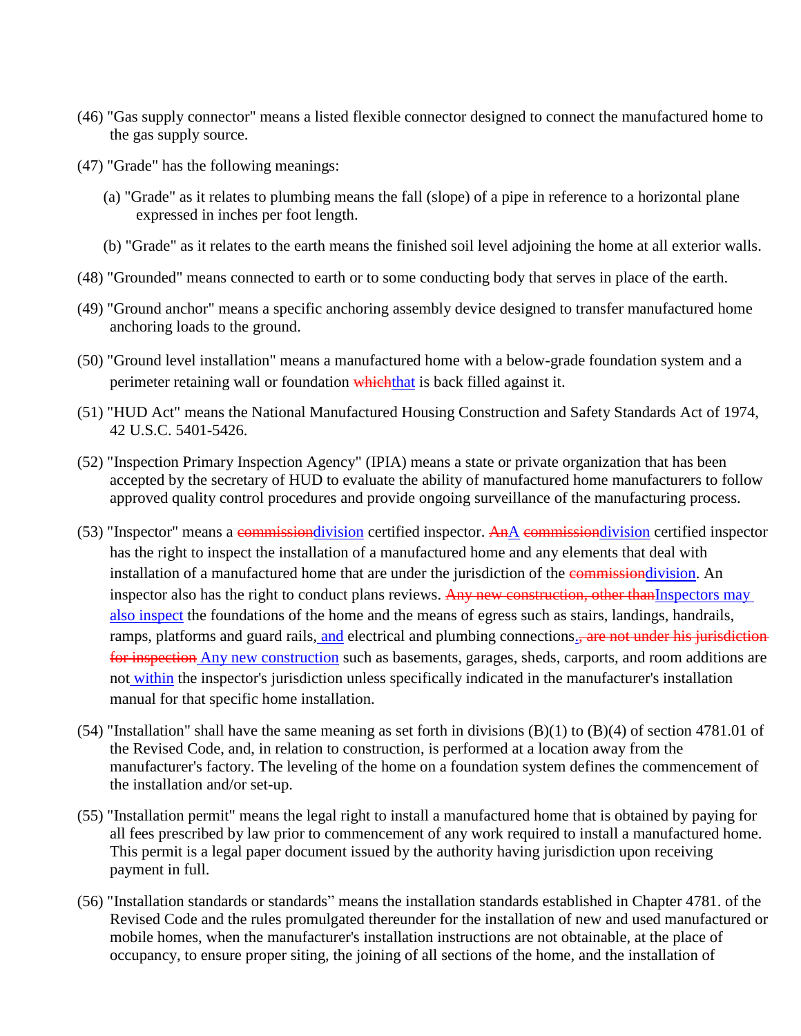(46) "Gas supply connector" means a listed flexible connector designed to connect the manufactured home to the gas supply source.

(47) "Grade" has the following meanings:

(a) "Grade" as it relates to plumbing means the fall (slope) of a pipe in reference to a horizontal plane expressed in inches per foot length.

(b) "Grade" as it relates to the earth means the finished soil level adjoining the home at all exterior walls.

(48) "Grounded" means connected to earth or to some conducting body that serves in place of the earth.

(49) "Ground anchor" means a specific anchoring assembly device designed to transfer manufactured home anchoring loads to the ground.

(50) "Ground level installation" means a manufactured home with a below-grade foundation system and a perimeter retaining wall or foundation ~~which~~<u>that</u> is back filled against it.

(51) "HUD Act" means the National Manufactured Housing Construction and Safety Standards Act of 1974, 42 U.S.C. 5401-5426.

(52) "Inspection Primary Inspection Agency" (IPIA) means a state or private organization that has been accepted by the secretary of HUD to evaluate the ability of manufactured home manufacturers to follow approved quality control procedures and provide ongoing surveillance of the manufacturing process.

(53) "Inspector" means a ~~commission~~<u>division</u> certified inspector. ~~An~~<u>A</u> ~~commission~~<u>division</u> certified inspector has the right to inspect the installation of a manufactured home and any elements that deal with installation of a manufactured home that are under the jurisdiction of the ~~commission~~<u>division</u>. An inspector also has the right to conduct plans reviews. ~~Any new construction, other than~~<u>Inspectors may also inspect</u> the foundations of the home and the means of egress such as stairs, landings, handrails, ramps, platforms and guard rails,<u> and</u> electrical and plumbing connections<u>.</u>~~, are not under his jurisdiction for inspection~~<u> Any new construction</u> such as basements, garages, sheds, carports, and room additions are not<u> within</u> the inspector's jurisdiction unless specifically indicated in the manufacturer's installation manual for that specific home installation.

(54) "Installation" shall have the same meaning as set forth in divisions (B)(1) to (B)(4) of section 4781.01 of the Revised Code, and, in relation to construction, is performed at a location away from the manufacturer's factory. The leveling of the home on a foundation system defines the commencement of the installation and/or set-up.

(55) "Installation permit" means the legal right to install a manufactured home that is obtained by paying for all fees prescribed by law prior to commencement of any work required to install a manufactured home. This permit is a legal paper document issued by the authority having jurisdiction upon receiving payment in full.

(56) "Installation standards or standards" means the installation standards established in Chapter 4781. of the Revised Code and the rules promulgated thereunder for the installation of new and used manufactured or mobile homes, when the manufacturer's installation instructions are not obtainable, at the place of occupancy, to ensure proper siting, the joining of all sections of the home, and the installation of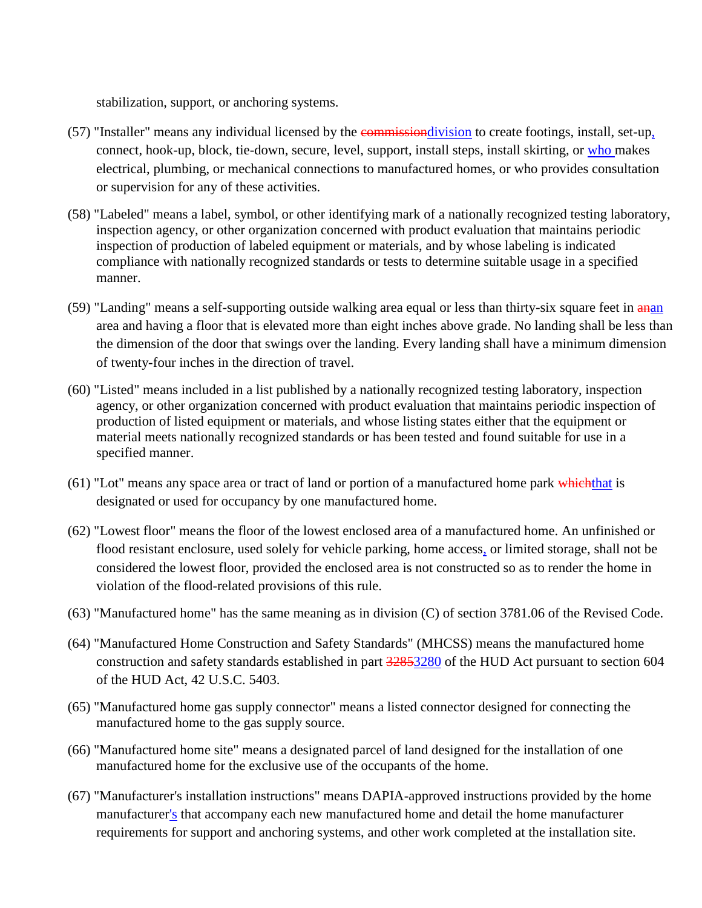stabilization, support, or anchoring systems.

(57) "Installer" means any individual licensed by the ~~commission~~division to create footings, install, set-up, connect, hook-up, block, tie-down, secure, level, support, install steps, install skirting, or who makes electrical, plumbing, or mechanical connections to manufactured homes, or who provides consultation or supervision for any of these activities.

(58) "Labeled" means a label, symbol, or other identifying mark of a nationally recognized testing laboratory, inspection agency, or other organization concerned with product evaluation that maintains periodic inspection of production of labeled equipment or materials, and by whose labeling is indicated compliance with nationally recognized standards or tests to determine suitable usage in a specified manner.

(59) "Landing" means a self-supporting outside walking area equal or less than thirty-six square feet in ~~an~~an area and having a floor that is elevated more than eight inches above grade. No landing shall be less than the dimension of the door that swings over the landing. Every landing shall have a minimum dimension of twenty-four inches in the direction of travel.

(60) "Listed" means included in a list published by a nationally recognized testing laboratory, inspection agency, or other organization concerned with product evaluation that maintains periodic inspection of production of listed equipment or materials, and whose listing states either that the equipment or material meets nationally recognized standards or has been tested and found suitable for use in a specified manner.

(61) "Lot" means any space area or tract of land or portion of a manufactured home park ~~which~~that is designated or used for occupancy by one manufactured home.

(62) "Lowest floor" means the floor of the lowest enclosed area of a manufactured home. An unfinished or flood resistant enclosure, used solely for vehicle parking, home access, or limited storage, shall not be considered the lowest floor, provided the enclosed area is not constructed so as to render the home in violation of the flood-related provisions of this rule.

(63) "Manufactured home" has the same meaning as in division (C) of section 3781.06 of the Revised Code.

(64) "Manufactured Home Construction and Safety Standards" (MHCSS) means the manufactured home construction and safety standards established in part ~~3285~~3280 of the HUD Act pursuant to section 604 of the HUD Act, 42 U.S.C. 5403.

(65) "Manufactured home gas supply connector" means a listed connector designed for connecting the manufactured home to the gas supply source.

(66) "Manufactured home site" means a designated parcel of land designed for the installation of one manufactured home for the exclusive use of the occupants of the home.

(67) "Manufacturer's installation instructions" means DAPIA-approved instructions provided by the home manufacturer's that accompany each new manufactured home and detail the home manufacturer requirements for support and anchoring systems, and other work completed at the installation site.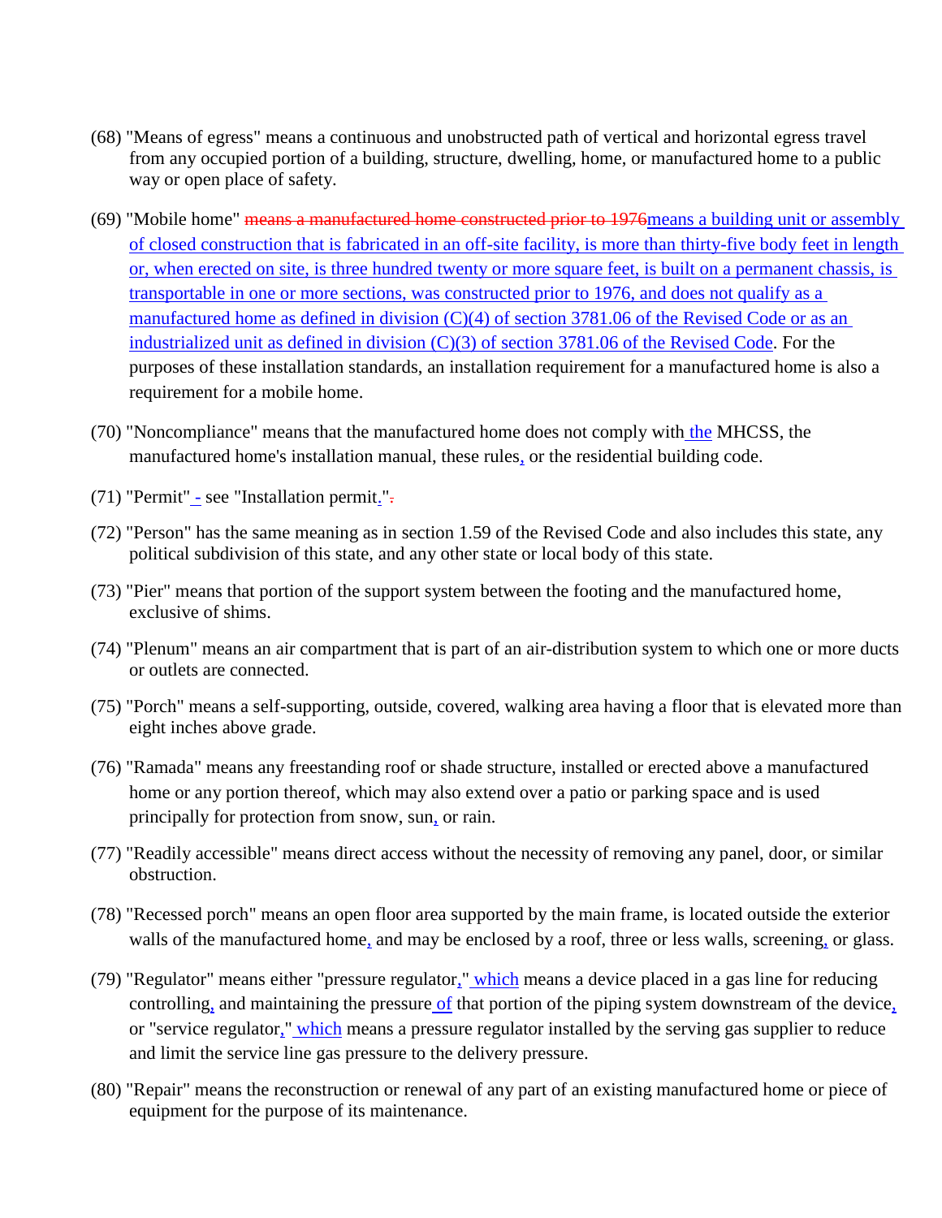(68) "Means of egress" means a continuous and unobstructed path of vertical and horizontal egress travel from any occupied portion of a building, structure, dwelling, home, or manufactured home to a public way or open place of safety.

(69) "Mobile home" ~~means a manufactured home constructed prior to 1976~~<u>means a building unit or assembly of closed construction that is fabricated in an off-site facility, is more than thirty-five body feet in length or, when erected on site, is three hundred twenty or more square feet, is built on a permanent chassis, is transportable in one or more sections, was constructed prior to 1976, and does not qualify as a manufactured home as defined in division (C)(4) of section 3781.06 of the Revised Code or as an industrialized unit as defined in division (C)(3) of section 3781.06 of the Revised Code</u>. For the purposes of these installation standards, an installation requirement for a manufactured home is also a requirement for a mobile home.

(70) "Noncompliance" means that the manufactured home does not comply with <u>the</u> MHCSS, the manufactured home's installation manual, these rules<u>,</u> or the residential building code.

(71) "Permit" <u>-</u> see "Installation permit<u>.</u>"~~.~~

(72) "Person" has the same meaning as in section 1.59 of the Revised Code and also includes this state, any political subdivision of this state, and any other state or local body of this state.

(73) "Pier" means that portion of the support system between the footing and the manufactured home, exclusive of shims.

(74) "Plenum" means an air compartment that is part of an air-distribution system to which one or more ducts or outlets are connected.

(75) "Porch" means a self-supporting, outside, covered, walking area having a floor that is elevated more than eight inches above grade.

(76) "Ramada" means any freestanding roof or shade structure, installed or erected above a manufactured home or any portion thereof, which may also extend over a patio or parking space and is used principally for protection from snow, sun<u>,</u> or rain.

(77) "Readily accessible" means direct access without the necessity of removing any panel, door, or similar obstruction.

(78) "Recessed porch" means an open floor area supported by the main frame, is located outside the exterior walls of the manufactured home<u>,</u> and may be enclosed by a roof, three or less walls, screening<u>,</u> or glass.

(79) "Regulator" means either "pressure regulator<u>,</u>" <u>which</u> means a device placed in a gas line for reducing controlling<u>,</u> and maintaining the pressure <u>of</u> that portion of the piping system downstream of the device<u>,</u> or "service regulator<u>,</u>" <u>which</u> means a pressure regulator installed by the serving gas supplier to reduce and limit the service line gas pressure to the delivery pressure.

(80) "Repair" means the reconstruction or renewal of any part of an existing manufactured home or piece of equipment for the purpose of its maintenance.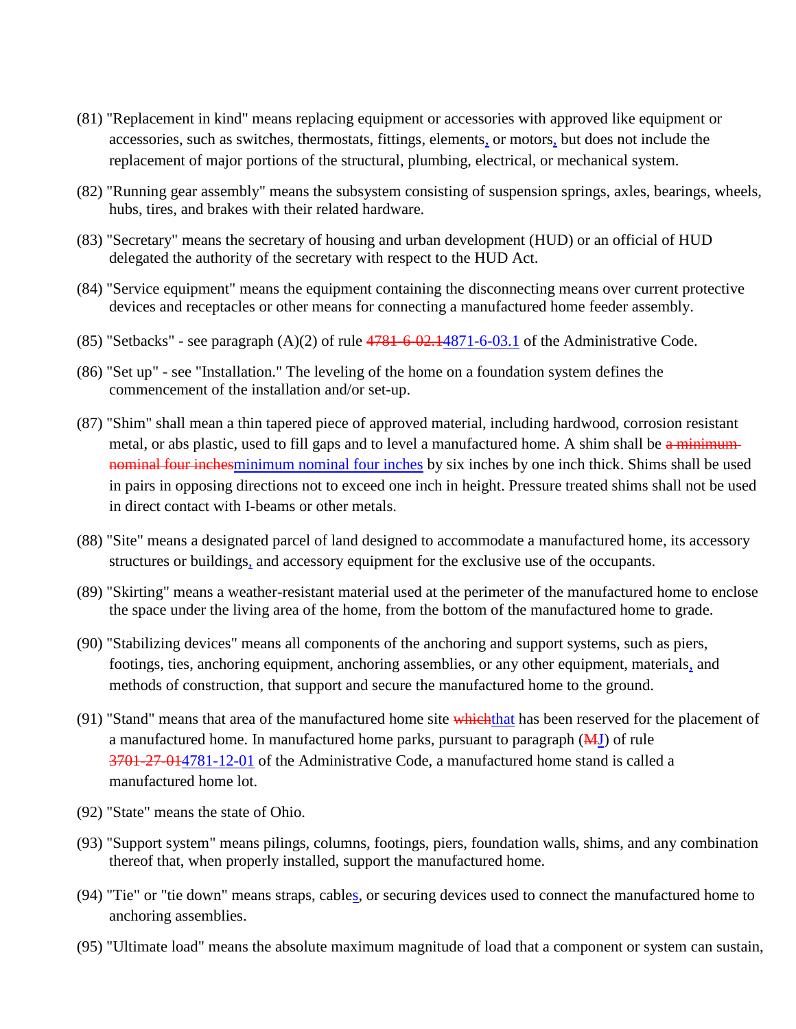(81) "Replacement in kind" means replacing equipment or accessories with approved like equipment or accessories, such as switches, thermostats, fittings, elements, or motors, but does not include the replacement of major portions of the structural, plumbing, electrical, or mechanical system.

(82) "Running gear assembly" means the subsystem consisting of suspension springs, axles, bearings, wheels, hubs, tires, and brakes with their related hardware.

(83) "Secretary" means the secretary of housing and urban development (HUD) or an official of HUD delegated the authority of the secretary with respect to the HUD Act.

(84) "Service equipment" means the equipment containing the disconnecting means over current protective devices and receptacles or other means for connecting a manufactured home feeder assembly.

(85) "Setbacks" - see paragraph (A)(2) of rule ~~4781-6-02.1~~4871-6-03.1 of the Administrative Code.

(86) "Set up" - see "Installation." The leveling of the home on a foundation system defines the commencement of the installation and/or set-up.

(87) "Shim" shall mean a thin tapered piece of approved material, including hardwood, corrosion resistant metal, or abs plastic, used to fill gaps and to level a manufactured home. A shim shall be ~~a minimum nominal four inches~~minimum nominal four inches by six inches by one inch thick. Shims shall be used in pairs in opposing directions not to exceed one inch in height. Pressure treated shims shall not be used in direct contact with I-beams or other metals.

(88) "Site" means a designated parcel of land designed to accommodate a manufactured home, its accessory structures or buildings, and accessory equipment for the exclusive use of the occupants.

(89) "Skirting" means a weather-resistant material used at the perimeter of the manufactured home to enclose the space under the living area of the home, from the bottom of the manufactured home to grade.

(90) "Stabilizing devices" means all components of the anchoring and support systems, such as piers, footings, ties, anchoring equipment, anchoring assemblies, or any other equipment, materials, and methods of construction, that support and secure the manufactured home to the ground.

(91) "Stand" means that area of the manufactured home site ~~which~~that has been reserved for the placement of a manufactured home. In manufactured home parks, pursuant to paragraph (~~M~~J) of rule ~~3701-27-01~~4781-12-01 of the Administrative Code, a manufactured home stand is called a manufactured home lot.

(92) "State" means the state of Ohio.

(93) "Support system" means pilings, columns, footings, piers, foundation walls, shims, and any combination thereof that, when properly installed, support the manufactured home.

(94) "Tie" or "tie down" means straps, cables, or securing devices used to connect the manufactured home to anchoring assemblies.

(95) "Ultimate load" means the absolute maximum magnitude of load that a component or system can sustain,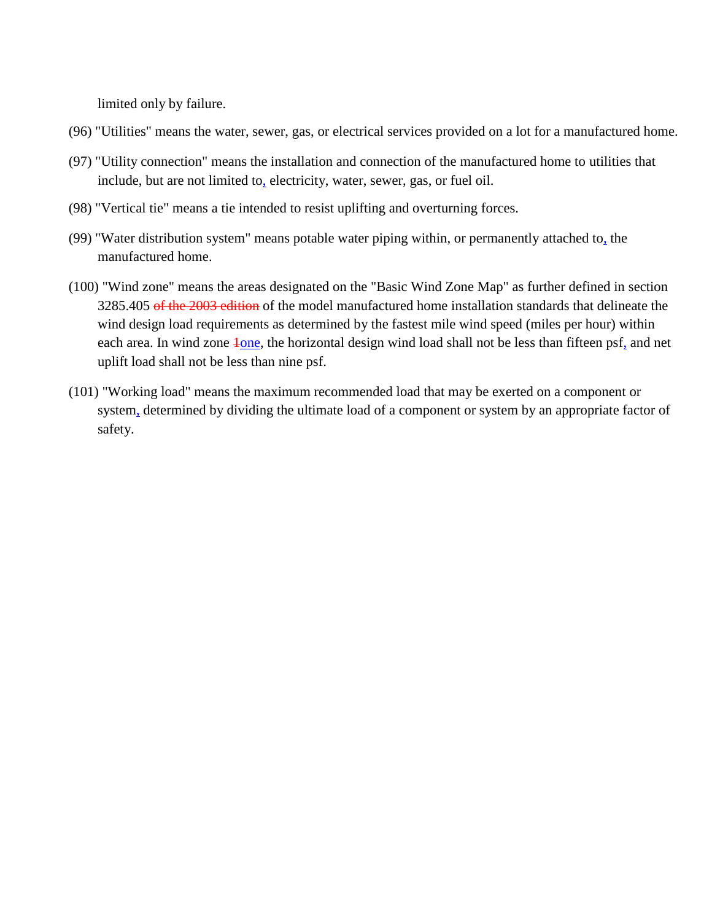limited only by failure.

(96) "Utilities" means the water, sewer, gas, or electrical services provided on a lot for a manufactured home.

(97) "Utility connection" means the installation and connection of the manufactured home to utilities that include, but are not limited to, electricity, water, sewer, gas, or fuel oil.

(98) "Vertical tie" means a tie intended to resist uplifting and overturning forces.

(99) "Water distribution system" means potable water piping within, or permanently attached to, the manufactured home.

(100) "Wind zone" means the areas designated on the "Basic Wind Zone Map" as further defined in section 3285.405 ~~of the 2003 edition~~ of the model manufactured home installation standards that delineate the wind design load requirements as determined by the fastest mile wind speed (miles per hour) within each area. In wind zone ~~1~~one, the horizontal design wind load shall not be less than fifteen psf, and net uplift load shall not be less than nine psf.

(101) "Working load" means the maximum recommended load that may be exerted on a component or system, determined by dividing the ultimate load of a component or system by an appropriate factor of safety.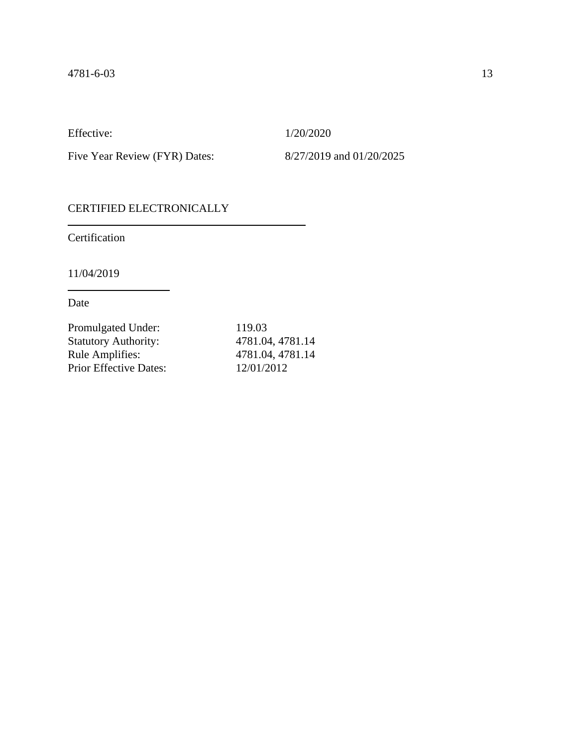Effective: 1/20/2020

Five Year Review (FYR) Dates: 8/27/2019 and 01/20/2025

CERTIFIED ELECTRONICALLY

Certification

11/04/2019

Date

| | |
|---|---|
| Promulgated Under: | 119.03 |
| Statutory Authority: | 4781.04, 4781.14 |
| Rule Amplifies: | 4781.04, 4781.14 |
| Prior Effective Dates: | 12/01/2012 |